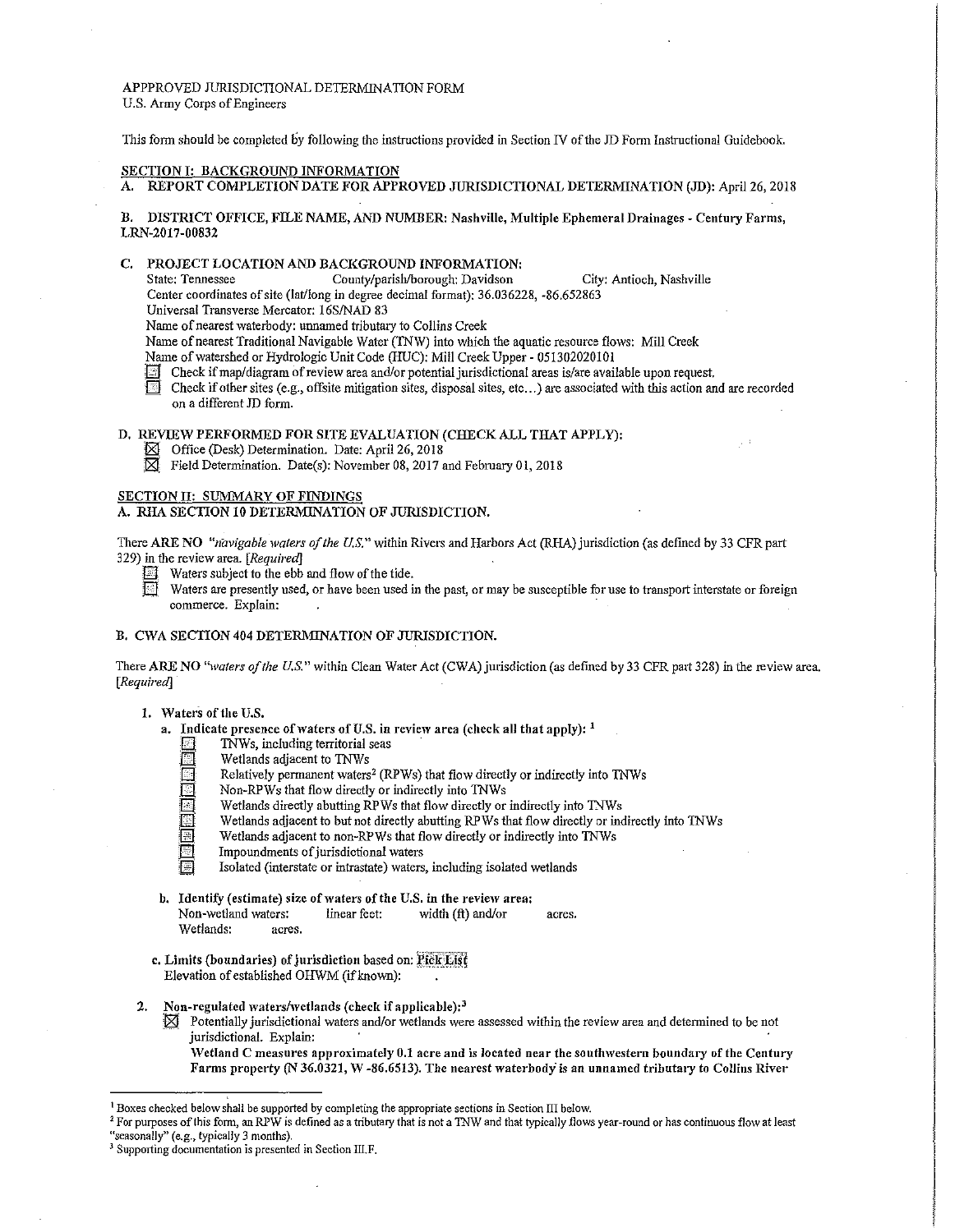APPPROVED JURISDICTIONAL DETERMINATION FORM
U.S. Army Corps of Engineers

This form should be completed by following the instructions provided in Section IV of the JD Form Instructional Guidebook.

## SECTION I: BACKGROUND INFORMATION

**A. REPORT COMPLETION DATE FOR APPROVED JURISDICTIONAL DETERMINATION (JD):** April 26, 2018

**B. DISTRICT OFFICE, FILE NAME, AND NUMBER: Nashville, Multiple Ephemeral Drainages - Century Farms, LRN-2017-00832**

**C. PROJECT LOCATION AND BACKGROUND INFORMATION:**

State: Tennessee  County/parish/borough: Davidson  City: Antioch, Nashville
Center coordinates of site (lat/long in degree decimal format): 36.036228, -86.652863
Universal Transverse Mercator: 16S/NAD 83
Name of nearest waterbody: unnamed tributary to Collins Creek
Name of nearest Traditional Navigable Water (TNW) into which the aquatic resource flows: Mill Creek
Name of watershed or Hydrologic Unit Code (HUC): Mill Creek Upper - 051302020101

- ☐ Check if map/diagram of review area and/or potential jurisdictional areas is/are available upon request.
- ☐ Check if other sites (e.g., offsite mitigation sites, disposal sites, etc...) are associated with this action and are recorded on a different JD form.

**D. REVIEW PERFORMED FOR SITE EVALUATION (CHECK ALL THAT APPLY):**

- ☒ Office (Desk) Determination. Date: April 26, 2018
- ☒ Field Determination. Date(s): November 08, 2017 and February 01, 2018

## SECTION II: SUMMARY OF FINDINGS

**A. RHA SECTION 10 DETERMINATION OF JURISDICTION.**

There **ARE NO** *"navigable waters of the U.S."* within Rivers and Harbors Act (RHA) jurisdiction (as defined by 33 CFR part 329) in the review area. *[Required]*

- ☐ Waters subject to the ebb and flow of the tide.
- ☐ Waters are presently used, or have been used in the past, or may be susceptible for use to transport interstate or foreign commerce. Explain:

**B. CWA SECTION 404 DETERMINATION OF JURISDICTION.**

There **ARE NO** *"waters of the U.S."* within Clean Water Act (CWA) jurisdiction (as defined by 33 CFR part 328) in the review area. *[Required]*

1. **Waters of the U.S.**
   a. **Indicate presence of waters of U.S. in review area (check all that apply):** [1]
      - ☐ TNWs, including territorial seas
      - ☐ Wetlands adjacent to TNWs
      - ☐ Relatively permanent waters[2] (RPWs) that flow directly or indirectly into TNWs
      - ☐ Non-RPWs that flow directly or indirectly into TNWs
      - ☐ Wetlands directly abutting RPWs that flow directly or indirectly into TNWs
      - ☐ Wetlands adjacent to but not directly abutting RPWs that flow directly or indirectly into TNWs
      - ☐ Wetlands adjacent to non-RPWs that flow directly or indirectly into TNWs
      - ☐ Impoundments of jurisdictional waters
      - ☐ Isolated (interstate or intrastate) waters, including isolated wetlands

   b. **Identify (estimate) size of waters of the U.S. in the review area:**
      Non-wetland waters: linear feet: width (ft) and/or acres.
      Wetlands: acres.

   c. **Limits (boundaries) of jurisdiction based on:** Pick List
      Elevation of established OHWM (if known):

2. **Non-regulated waters/wetlands (check if applicable):**[3]
   - ☒ Potentially jurisdictional waters and/or wetlands were assessed within the review area and determined to be not jurisdictional. Explain:
     **Wetland C measures approximately 0.1 acre and is located near the southwestern boundary of the Century Farms property (N 36.0321, W -86.6513). The nearest waterbody is an unnamed tributary to Collins River**

---

[1] Boxes checked below shall be supported by completing the appropriate sections in Section III below.
[2] For purposes of this form, an RPW is defined as a tributary that is not a TNW and that typically flows year-round or has continuous flow at least "seasonally" (e.g., typically 3 months).
[3] Supporting documentation is presented in Section III.F.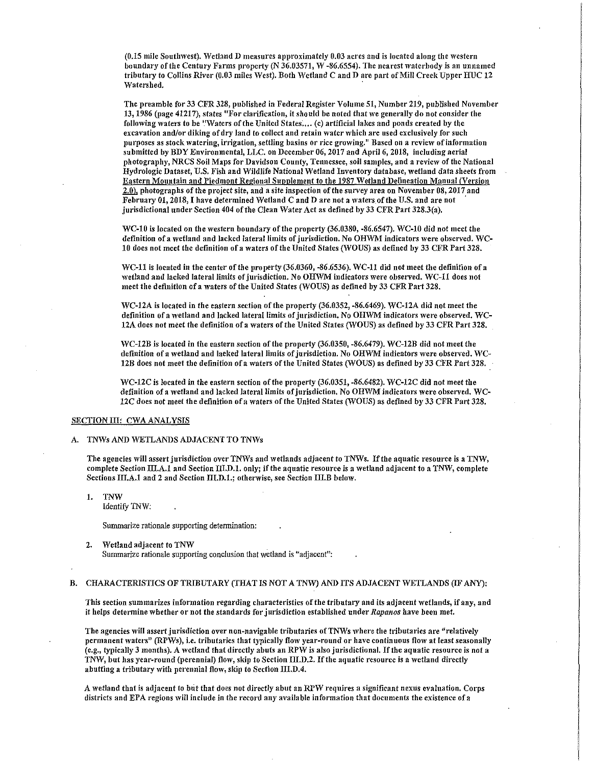(0.15 mile Southwest). Wetland D measures approximately 0.03 acres and is located along the western boundary of the Century Farms property (N 36.03571, W -86.6554). The nearest waterbody is an unnamed tributary to Collins River (0.03 miles West). Both Wetland C and D are part of Mill Creek Upper HUC 12 Watershed.

The preamble for 33 CFR 328, published in Federal Register Volume 51, Number 219, published November 13, 1986 (page 41217), states "For clarification, it should be noted that we generally do not consider the following waters to be "Waters of the United States.... (c) artificial lakes and ponds created by the excavation and/or diking of dry land to collect and retain water which are used exclusively for such purposes as stock watering, irrigation, settling basins or rice growing." Based on a review of information submitted by BDY Environmental, LLC. on December 06, 2017 and April 6, 2018, including aerial photography, NRCS Soil Maps for Davidson County, Tennessee, soil samples, and a review of the National Hydrologic Dataset, U.S. Fish and Wildlife National Wetland Inventory database, wetland data sheets from Eastern Mountain and Piedmont Regional Supplement to the 1987 Wetland Delineation Manual (Version 2.0), photographs of the project site, and a site inspection of the survey area on November 08, 2017 and February 01, 2018, I have determined Wetland C and D are not a waters of the U.S. and are not jurisdictional under Section 404 of the Clean Water Act as defined by 33 CFR Part 328.3(a).

WC-10 is located on the western boundary of the property (36.0380, -86.6547). WC-10 did not meet the definition of a wetland and lacked lateral limits of jurisdiction. No OHWM indicators were observed. WC-10 does not meet the definition of a waters of the United States (WOUS) as defined by 33 CFR Part 328.

WC-11 is located in the center of the property (36.0360, -86.6536). WC-11 did not meet the definition of a wetland and lacked lateral limits of jurisdiction. No OHWM indicators were observed. WC-11 does not meet the definition of a waters of the United States (WOUS) as defined by 33 CFR Part 328.

WC-12A is located in the eastern section of the property (36.0352, -86.6469). WC-12A did not meet the definition of a wetland and lacked lateral limits of jurisdiction. No OHWM indicators were observed. WC-12A does not meet the definition of a waters of the United States (WOUS) as defined by 33 CFR Part 328.

WC-12B is located in the eastern section of the property (36.0350, -86.6479). WC-12B did not meet the definition of a wetland and lacked lateral limits of jurisdiction. No OHWM indicators were observed. WC-12B does not meet the definition of a waters of the United States (WOUS) as defined by 33 CFR Part 328.

WC-12C is located in the eastern section of the property (36.0351, -86.6482). WC-12C did not meet the definition of a wetland and lacked lateral limits of jurisdiction. No OHWM indicators were observed. WC-12C does not meet the definition of a waters of the United States (WOUS) as defined by 33 CFR Part 328.

## SECTION III: CWA ANALYSIS

### A. TNWs AND WETLANDS ADJACENT TO TNWs

The agencies will assert jurisdiction over TNWs and wetlands adjacent to TNWs. If the aquatic resource is a TNW, complete Section III.A.1 and Section III.D.1. only; if the aquatic resource is a wetland adjacent to a TNW, complete Sections III.A.1 and 2 and Section III.D.1.; otherwise, see Section III.B below.

1. TNW
   Identify TNW:

   Summarize rationale supporting determination:

2. Wetland adjacent to TNW
   Summarize rationale supporting conclusion that wetland is "adjacent":

### B. CHARACTERISTICS OF TRIBUTARY (THAT IS NOT A TNW) AND ITS ADJACENT WETLANDS (IF ANY):

This section summarizes information regarding characteristics of the tributary and its adjacent wetlands, if any, and it helps determine whether or not the standards for jurisdiction established under *Rapanos* have been met.

The agencies will assert jurisdiction over non-navigable tributaries of TNWs where the tributaries are "relatively permanent waters" (RPWs), i.e. tributaries that typically flow year-round or have continuous flow at least seasonally (e.g., typically 3 months). A wetland that directly abuts an RPW is also jurisdictional. If the aquatic resource is not a TNW, but has year-round (perennial) flow, skip to Section III.D.2. If the aquatic resource is a wetland directly abutting a tributary with perennial flow, skip to Section III.D.4.

A wetland that is adjacent to but that does not directly abut an RPW requires a significant nexus evaluation. Corps districts and EPA regions will include in the record any available information that documents the existence of a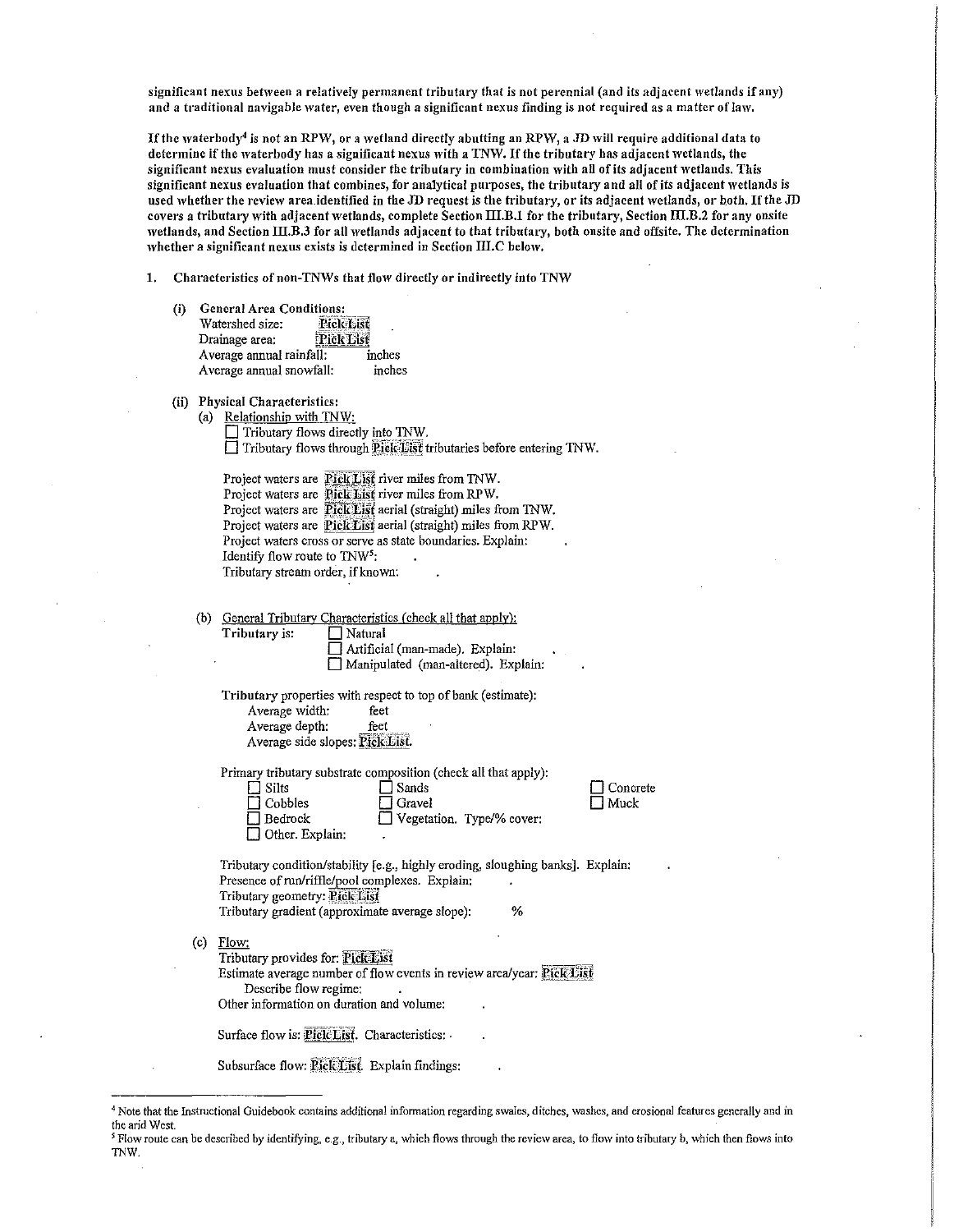**significant nexus between a relatively permanent tributary that is not perennial (and its adjacent wetlands if any) and a traditional navigable water, even though a significant nexus finding is not required as a matter of law.**

**If the waterbody[4] is not an RPW, or a wetland directly abutting an RPW, a JD will require additional data to determine if the waterbody has a significant nexus with a TNW. If the tributary has adjacent wetlands, the significant nexus evaluation must consider the tributary in combination with all of its adjacent wetlands. This significant nexus evaluation that combines, for analytical purposes, the tributary and all of its adjacent wetlands is used whether the review area identified in the JD request is the tributary, or its adjacent wetlands, or both. If the JD covers a tributary with adjacent wetlands, complete Section III.B.1 for the tributary, Section III.B.2 for any onsite wetlands, and Section III.B.3 for all wetlands adjacent to that tributary, both onsite and offsite. The determination whether a significant nexus exists is determined in Section III.C below.**

1. **Characteristics of non-TNWs that flow directly or indirectly into TNW**

   (i) **General Area Conditions:**
   Watershed size: Pick List
   Drainage area: Pick List
   Average annual rainfall: inches
   Average annual snowfall: inches

   (ii) **Physical Characteristics:**

   (a) Relationship with TNW:
   ☐ Tributary flows directly into TNW.
   ☐ Tributary flows through Pick List tributaries before entering TNW.

   Project waters are Pick List river miles from TNW.
   Project waters are Pick List river miles from RPW.
   Project waters are Pick List aerial (straight) miles from TNW.
   Project waters are Pick List aerial (straight) miles from RPW.
   Project waters cross or serve as state boundaries. Explain: .
   Identify flow route to TNW[5]: .
   Tributary stream order, if known: .

   (b) General Tributary Characteristics (check all that apply):
   **Tributary** is: ☐ Natural
   ☐ Artificial (man-made). Explain: .
   ☐ Manipulated (man-altered). Explain: .

   **Tributary** properties with respect to top of bank (estimate):
   Average width: feet
   Average depth: feet
   Average side slopes: Pick List.

   Primary tributary substrate composition (check all that apply):
   ☐ Silts ☐ Sands ☐ Concrete
   ☐ Cobbles ☐ Gravel ☐ Muck
   ☐ Bedrock ☐ Vegetation. Type/% cover:
   ☐ Other. Explain: .

   Tributary condition/stability [e.g., highly eroding, sloughing banks]. Explain: .
   Presence of run/riffle/pool complexes. Explain: .
   Tributary geometry: Pick List
   Tributary gradient (approximate average slope): %

   (c) Flow:
   Tributary provides for: Pick List
   Estimate average number of flow events in review area/year: Pick List
   Describe flow regime: .
   Other information on duration and volume: .

   Surface flow is: Pick List. Characteristics: .

   Subsurface flow: Pick List. Explain findings: .

---

[4] Note that the Instructional Guidebook contains additional information regarding swales, ditches, washes, and erosional features generally and in the arid West.

[5] Flow route can be described by identifying, e.g., tributary a, which flows through the review area, to flow into tributary b, which then flows into TNW.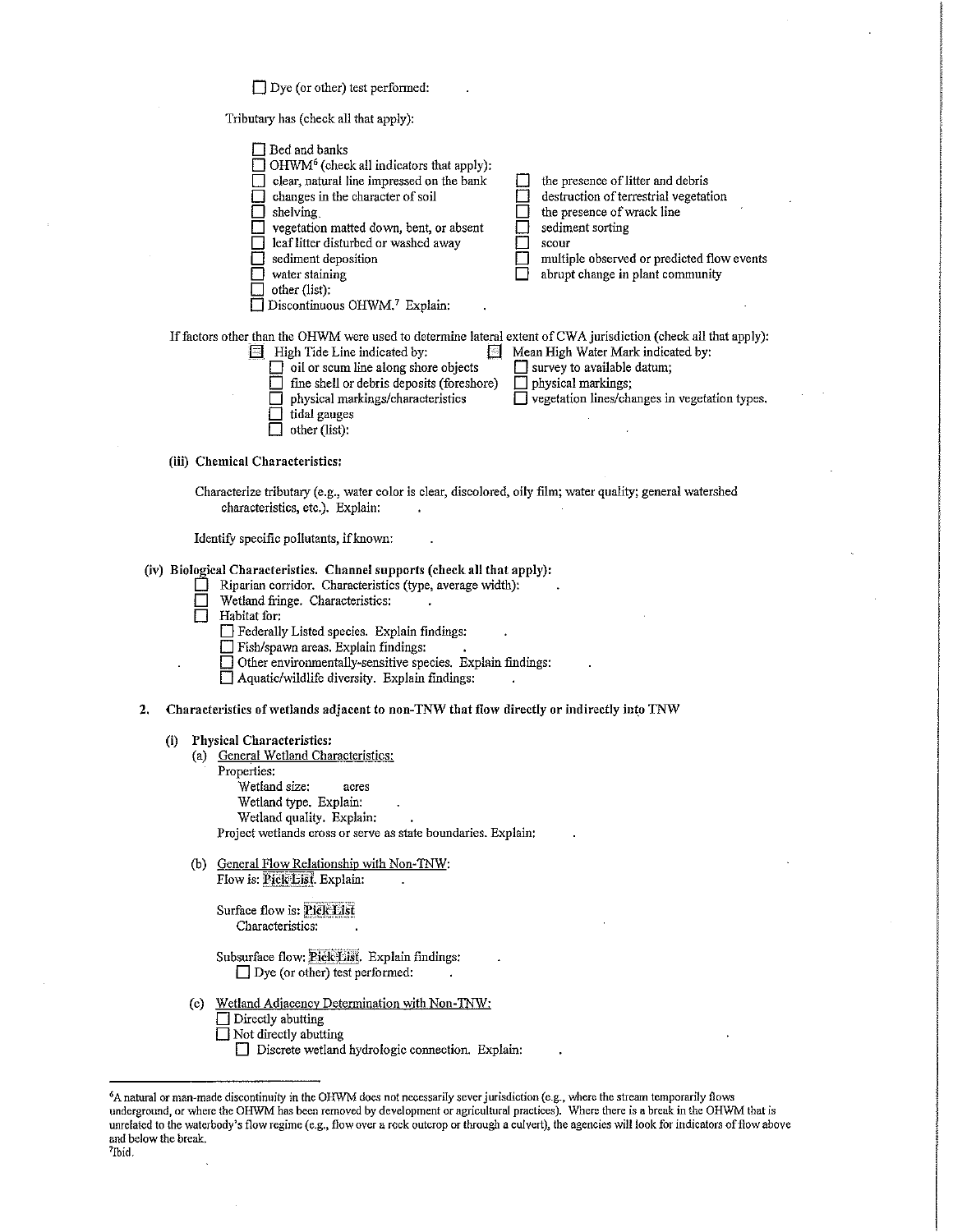☐ Dye (or other) test performed: .

Tributary has (check all that apply):

- ☐ Bed and banks
- ☐ OHWM[6] (check all indicators that apply):
  - ☐ clear, natural line impressed on the bank
  - ☐ changes in the character of soil
  - ☐ shelving
  - ☐ vegetation matted down, bent, or absent
  - ☐ leaf litter disturbed or washed away
  - ☐ sediment deposition
  - ☐ water staining
  - ☐ other (list):
  - ☐ the presence of litter and debris
  - ☐ destruction of terrestrial vegetation
  - ☐ the presence of wrack line
  - ☐ sediment sorting
  - ☐ scour
  - ☐ multiple observed or predicted flow events
  - ☐ abrupt change in plant community
- ☐ Discontinuous OHWM.[7] Explain: .

If factors other than the OHWM were used to determine lateral extent of CWA jurisdiction (check all that apply):

- ☐ High Tide Line indicated by:
  - ☐ oil or scum line along shore objects
  - ☐ fine shell or debris deposits (foreshore)
  - ☐ physical markings/characteristics
  - ☐ tidal gauges
  - ☐ other (list):
- ☐ Mean High Water Mark indicated by:
  - ☐ survey to available datum;
  - ☐ physical markings;
  - ☐ vegetation lines/changes in vegetation types.

**(iii) Chemical Characteristics:**

Characterize tributary (e.g., water color is clear, discolored, oily film; water quality; general watershed characteristics, etc.). Explain: .

Identify specific pollutants, if known: .

**(iv) Biological Characteristics. Channel supports (check all that apply):**

- ☐ Riparian corridor. Characteristics (type, average width): .
- ☐ Wetland fringe. Characteristics: .
- ☐ Habitat for:
  - ☐ Federally Listed species. Explain findings: .
  - ☐ Fish/spawn areas. Explain findings: .
  - ☐ Other environmentally-sensitive species. Explain findings: .
  - ☐ Aquatic/wildlife diversity. Explain findings: .

**2. Characteristics of wetlands adjacent to non-TNW that flow directly or indirectly into TNW**

**(i) Physical Characteristics:**

(a) General Wetland Characteristics:

Properties:

Wetland size: acres

Wetland type. Explain: .

Wetland quality. Explain: .

Project wetlands cross or serve as state boundaries. Explain: .

(b) General Flow Relationship with Non-TNW:

Flow is: Pick List. Explain: .

Surface flow is: Pick List

Characteristics: .

Subsurface flow: Pick List. Explain findings: .

☐ Dye (or other) test performed: .

(c) Wetland Adjacency Determination with Non-TNW:

- ☐ Directly abutting
- ☐ Not directly abutting
  - ☐ Discrete wetland hydrologic connection. Explain: .

---

[6]A natural or man-made discontinuity in the OHWM does not necessarily sever jurisdiction (e.g., where the stream temporarily flows underground, or where the OHWM has been removed by development or agricultural practices). Where there is a break in the OHWM that is unrelated to the waterbody's flow regime (e.g., flow over a rock outcrop or through a culvert), the agencies will look for indicators of flow above and below the break.

[7]Ibid.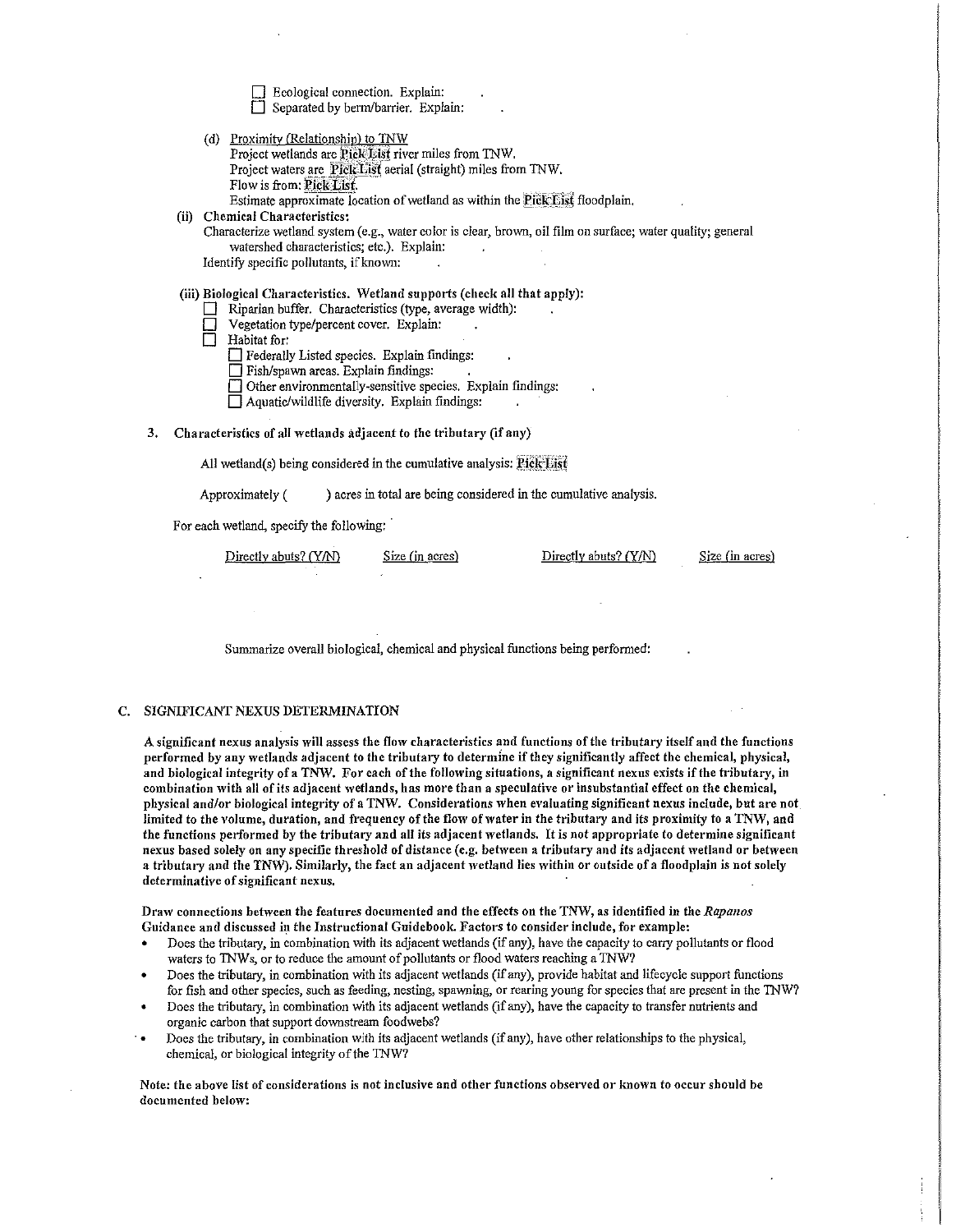- ☐ Ecological connection. Explain:
- ☐ Separated by berm/barrier. Explain:

(d) Proximity (Relationship) to TNW
Project wetlands are Pick List river miles from TNW.
Project waters are Pick List aerial (straight) miles from TNW.
Flow is from: Pick List.
Estimate approximate location of wetland as within the Pick List floodplain.

(ii) **Chemical Characteristics:**
Characterize wetland system (e.g., water color is clear, brown, oil film on surface; water quality; general watershed characteristics; etc.). Explain:
Identify specific pollutants, if known:

(iii) **Biological Characteristics. Wetland supports (check all that apply):**

- ☐ Riparian buffer. Characteristics (type, average width):
- ☐ Vegetation type/percent cover. Explain:
- ☐ Habitat for:
  - ☐ Federally Listed species. Explain findings:
  - ☐ Fish/spawn areas. Explain findings:
  - ☐ Other environmentally-sensitive species. Explain findings:
  - ☐ Aquatic/wildlife diversity. Explain findings:

**3. Characteristics of all wetlands adjacent to the tributary (if any)**

All wetland(s) being considered in the cumulative analysis: Pick List

Approximately ( ) acres in total are being considered in the cumulative analysis.

For each wetland, specify the following:

| Directly abuts? (Y/N) | Size (in acres) | Directly abuts? (Y/N) | Size (in acres) |
|---|---|---|---|
| | | | |

Summarize overall biological, chemical and physical functions being performed:

## C. SIGNIFICANT NEXUS DETERMINATION

**A significant nexus analysis will assess the flow characteristics and functions of the tributary itself and the functions performed by any wetlands adjacent to the tributary to determine if they significantly affect the chemical, physical, and biological integrity of a TNW. For each of the following situations, a significant nexus exists if the tributary, in combination with all of its adjacent wetlands, has more than a speculative or insubstantial effect on the chemical, physical and/or biological integrity of a TNW. Considerations when evaluating significant nexus include, but are not limited to the volume, duration, and frequency of the flow of water in the tributary and its proximity to a TNW, and the functions performed by the tributary and all its adjacent wetlands. It is not appropriate to determine significant nexus based solely on any specific threshold of distance (e.g. between a tributary and its adjacent wetland or between a tributary and the TNW). Similarly, the fact an adjacent wetland lies within or outside of a floodplain is not solely determinative of significant nexus.**

**Draw connections between the features documented and the effects on the TNW, as identified in the *Rapanos* Guidance and discussed in the Instructional Guidebook. Factors to consider include, for example:**

- Does the tributary, in combination with its adjacent wetlands (if any), have the capacity to carry pollutants or flood waters to TNWs, or to reduce the amount of pollutants or flood waters reaching a TNW?
- Does the tributary, in combination with its adjacent wetlands (if any), provide habitat and lifecycle support functions for fish and other species, such as feeding, nesting, spawning, or rearing young for species that are present in the TNW?
- Does the tributary, in combination with its adjacent wetlands (if any), have the capacity to transfer nutrients and organic carbon that support downstream foodwebs?
- Does the tributary, in combination with its adjacent wetlands (if any), have other relationships to the physical, chemical, or biological integrity of the TNW?

**Note: the above list of considerations is not inclusive and other functions observed or known to occur should be documented below:**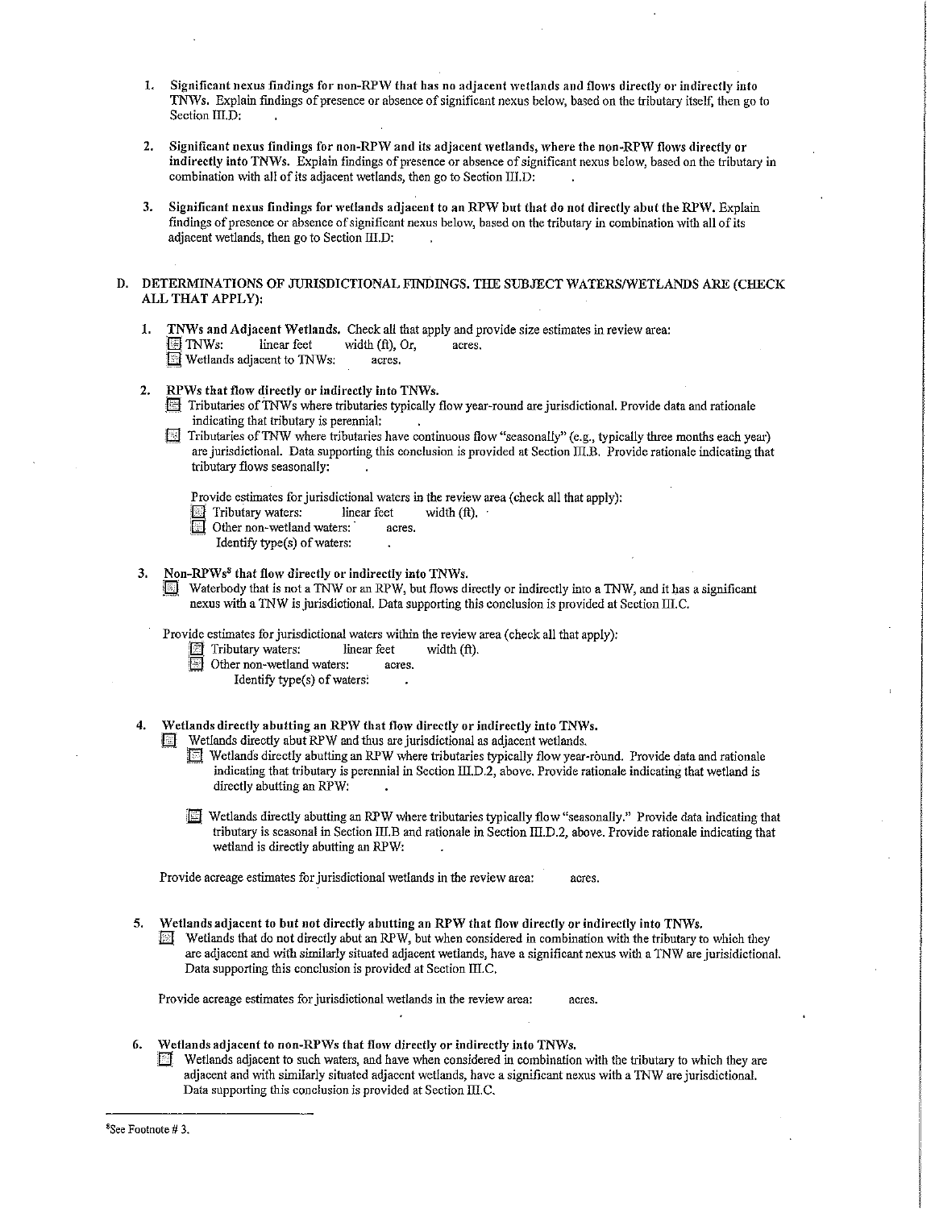1. **Significant nexus findings for non-RPW that has no adjacent wetlands and flows directly or indirectly into TNWs.** Explain findings of presence or absence of significant nexus below, based on the tributary itself, then go to Section III.D: .

2. **Significant nexus findings for non-RPW and its adjacent wetlands, where the non-RPW flows directly or indirectly into TNWs.** Explain findings of presence or absence of significant nexus below, based on the tributary in combination with all of its adjacent wetlands, then go to Section III.D: .

3. **Significant nexus findings for wetlands adjacent to an RPW but that do not directly abut the RPW.** Explain findings of presence or absence of significant nexus below, based on the tributary in combination with all of its adjacent wetlands, then go to Section III.D: .

## D. DETERMINATIONS OF JURISDICTIONAL FINDINGS. THE SUBJECT WATERS/WETLANDS ARE (CHECK ALL THAT APPLY):

1. **TNWs and Adjacent Wetlands.** Check all that apply and provide size estimates in review area:
   - ☐ TNWs: linear feet width (ft), Or, acres.
   - ☐ Wetlands adjacent to TNWs: acres.

2. **RPWs that flow directly or indirectly into TNWs.**
   - ☐ Tributaries of TNWs where tributaries typically flow year-round are jurisdictional. Provide data and rationale indicating that tributary is perennial: .
   - ☐ Tributaries of TNW where tributaries have continuous flow "seasonally" (e.g., typically three months each year) are jurisdictional. Data supporting this conclusion is provided at Section III.B. Provide rationale indicating that tributary flows seasonally: .

   Provide estimates for jurisdictional waters in the review area (check all that apply):
   - ☐ Tributary waters: linear feet width (ft).
   - ☐ Other non-wetland waters: acres.
     Identify type(s) of waters: .

3. **Non-RPWs[8] that flow directly or indirectly into TNWs.**
   - ☐ Waterbody that is not a TNW or an RPW, but flows directly or indirectly into a TNW, and it has a significant nexus with a TNW is jurisdictional. Data supporting this conclusion is provided at Section III.C.

   Provide estimates for jurisdictional waters within the review area (check all that apply):
   - ☐ Tributary waters: linear feet width (ft).
   - ☐ Other non-wetland waters: acres.
     Identify type(s) of waters: .

4. **Wetlands directly abutting an RPW that flow directly or indirectly into TNWs.**
   - ☐ Wetlands directly abut RPW and thus are jurisdictional as adjacent wetlands.
     - ☐ Wetlands directly abutting an RPW where tributaries typically flow year-round. Provide data and rationale indicating that tributary is perennial in Section III.D.2, above. Provide rationale indicating that wetland is directly abutting an RPW: .
     - ☐ Wetlands directly abutting an RPW where tributaries typically flow "seasonally." Provide data indicating that tributary is seasonal in Section III.B and rationale in Section III.D.2, above. Provide rationale indicating that wetland is directly abutting an RPW: .

   Provide acreage estimates for jurisdictional wetlands in the review area: acres.

5. **Wetlands adjacent to but not directly abutting an RPW that flow directly or indirectly into TNWs.**
   - ☐ Wetlands that do not directly abut an RPW, but when considered in combination with the tributary to which they are adjacent and with similarly situated adjacent wetlands, have a significant nexus with a TNW are jurisdictional. Data supporting this conclusion is provided at Section III.C.

   Provide acreage estimates for jurisdictional wetlands in the review area: acres.

6. **Wetlands adjacent to non-RPWs that flow directly or indirectly into TNWs.**
   - ☐ Wetlands adjacent to such waters, and have when considered in combination with the tributary to which they are adjacent and with similarly situated adjacent wetlands, have a significant nexus with a TNW are jurisdictional. Data supporting this conclusion is provided at Section III.C.

---

[8] See Footnote # 3.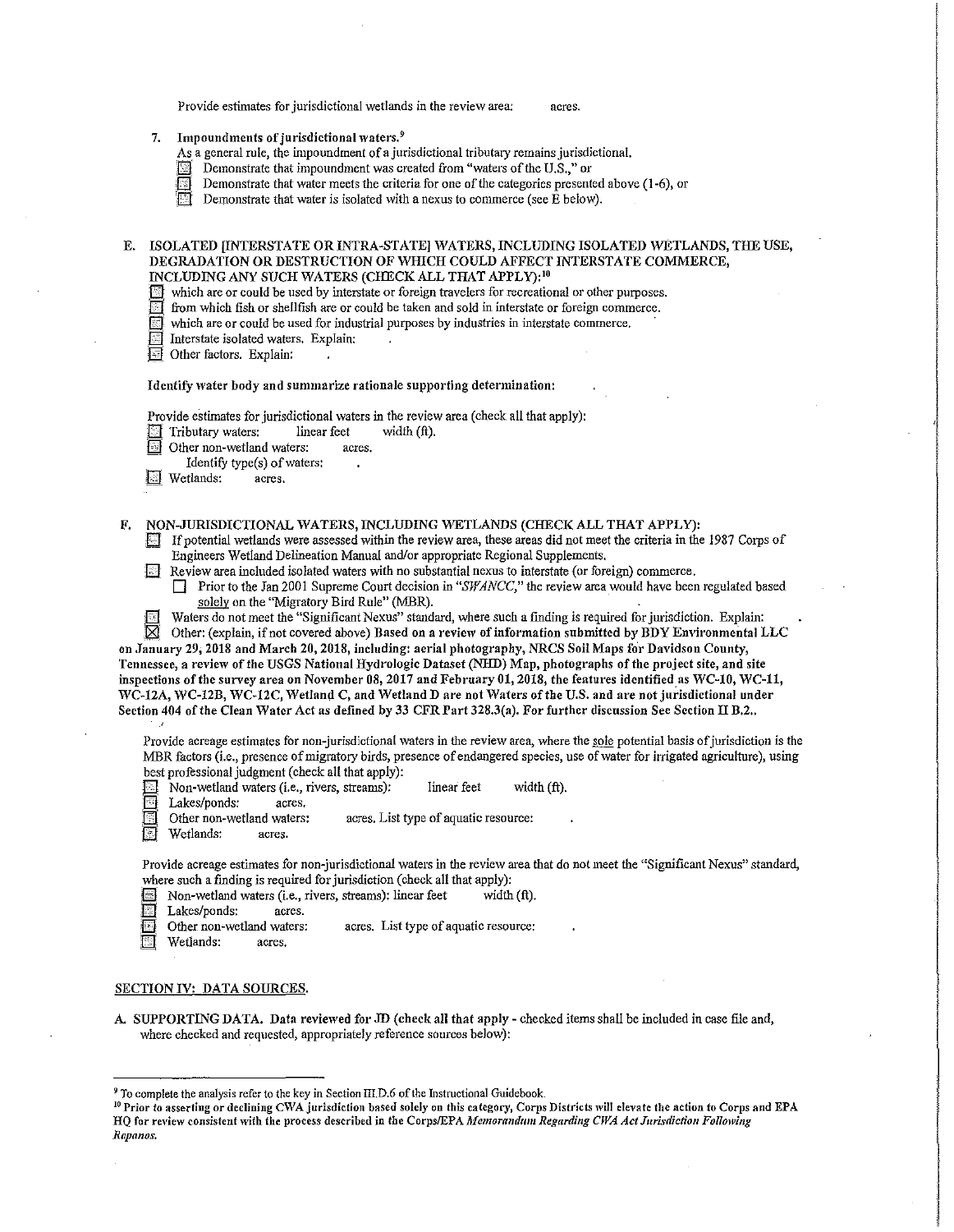Provide estimates for jurisdictional wetlands in the review area: acres.

7. **Impoundments of jurisdictional waters.**[9]

   As a general rule, the impoundment of a jurisdictional tributary remains jurisdictional.
   - ☐ Demonstrate that impoundment was created from "waters of the U.S.," or
   - ☐ Demonstrate that water meets the criteria for one of the categories presented above (1-6), or
   - ☐ Demonstrate that water is isolated with a nexus to commerce (see E below).

E. ISOLATED [INTERSTATE OR INTRA-STATE] WATERS, INCLUDING ISOLATED WETLANDS, THE USE, DEGRADATION OR DESTRUCTION OF WHICH COULD AFFECT INTERSTATE COMMERCE, INCLUDING ANY SUCH WATERS (CHECK ALL THAT APPLY):[10]

- ☐ which are or could be used by interstate or foreign travelers for recreational or other purposes.
- ☐ from which fish or shellfish are or could be taken and sold in interstate or foreign commerce.
- ☐ which are or could be used for industrial purposes by industries in interstate commerce.
- ☐ Interstate isolated waters. Explain: .
- ☐ Other factors. Explain: .

**Identify water body and summarize rationale supporting determination:** .

Provide estimates for jurisdictional waters in the review area (check all that apply):
- ☐ Tributary waters: linear feet width (ft).
- ☐ Other non-wetland waters: acres.
  Identify type(s) of waters: .
- ☐ Wetlands: acres.

F. NON-JURISDICTIONAL WATERS, INCLUDING WETLANDS (CHECK ALL THAT APPLY):

- ☐ If potential wetlands were assessed within the review area, these areas did not meet the criteria in the 1987 Corps of Engineers Wetland Delineation Manual and/or appropriate Regional Supplements.
- ☐ Review area included isolated waters with no substantial nexus to interstate (or foreign) commerce.
  - ☐ Prior to the Jan 2001 Supreme Court decision in "*SWANCC*," the review area would have been regulated based solely on the "Migratory Bird Rule" (MBR).
- ☐ Waters do not meet the "Significant Nexus" standard, where such a finding is required for jurisdiction. Explain: .
- ☒ Other: (explain, if not covered above) **Based on a review of information submitted by BDY Environmental LLC on January 29, 2018 and March 20, 2018, including: aerial photography, NRCS Soil Maps for Davidson County, Tennessee, a review of the USGS National Hydrologic Dataset (NHD) Map, photographs of the project site, and site inspections of the survey area on November 08, 2017 and February 01, 2018, the features identified as WC-10, WC-11, WC-12A, WC-12B, WC-12C, Wetland C, and Wetland D are not Waters of the U.S. and are not jurisdictional under Section 404 of the Clean Water Act as defined by 33 CFR Part 328.3(a). For further discussion See Section II B.2..**

Provide acreage estimates for non-jurisdictional waters in the review area, where the sole potential basis of jurisdiction is the MBR factors (i.e., presence of migratory birds, presence of endangered species, use of water for irrigated agriculture), using best professional judgment (check all that apply):
- ☐ Non-wetland waters (i.e., rivers, streams): linear feet width (ft).
- ☐ Lakes/ponds: acres.
- ☐ Other non-wetland waters: acres. List type of aquatic resource: .
- ☐ Wetlands: acres.

Provide acreage estimates for non-jurisdictional waters in the review area that do not meet the "Significant Nexus" standard, where such a finding is required for jurisdiction (check all that apply):
- ☐ Non-wetland waters (i.e., rivers, streams): linear feet width (ft).
- ☐ Lakes/ponds: acres.
- ☐ Other non-wetland waters: acres. List type of aquatic resource: .
- ☐ Wetlands: acres.

## SECTION IV: DATA SOURCES.

A. SUPPORTING DATA. Data reviewed for JD (check all that apply - checked items shall be included in case file and, where checked and requested, appropriately reference sources below):

---

[9] To complete the analysis refer to the key in Section III.D.6 of the Instructional Guidebook.

[10] **Prior to asserting or declining CWA jurisdiction based solely on this category, Corps Districts will elevate the action to Corps and EPA HQ for review consistent with the process described in the Corps/EPA *Memorandum Regarding CWA Act Jurisdiction Following Rapanos.***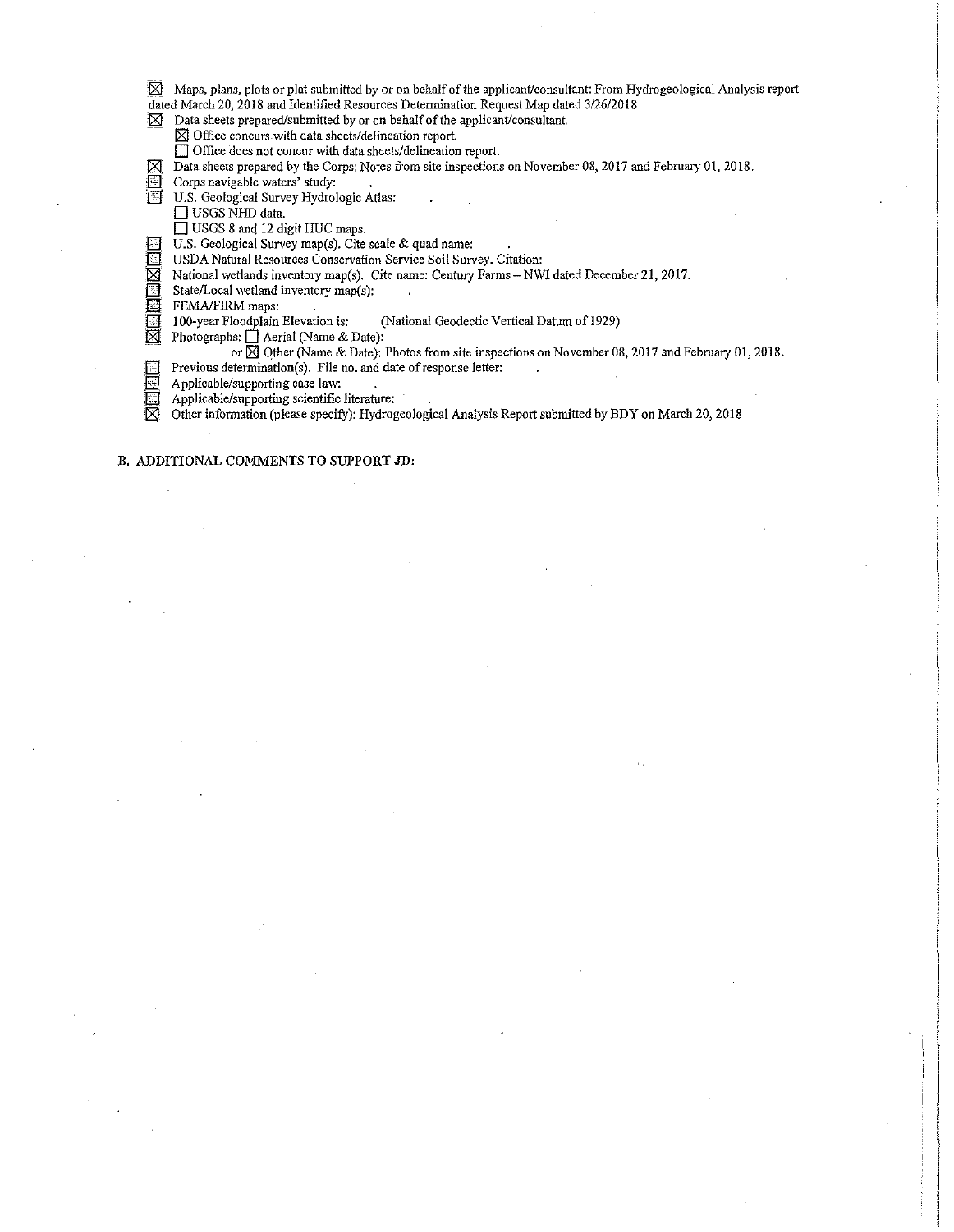- ☒ Maps, plans, plots or plat submitted by or on behalf of the applicant/consultant: From Hydrogeological Analysis report dated March 20, 2018 and Identified Resources Determination Request Map dated 3/26/2018
- ☒ Data sheets prepared/submitted by or on behalf of the applicant/consultant.
  - ☒ Office concurs with data sheets/delineation report.
  - ☐ Office does not concur with data sheets/delineation report.
- ☒ Data sheets prepared by the Corps: Notes from site inspections on November 08, 2017 and February 01, 2018.
- ☐ Corps navigable waters' study: .
- ☐ U.S. Geological Survey Hydrologic Atlas: .
  - ☐ USGS NHD data.
  - ☐ USGS 8 and 12 digit HUC maps.
- ☐ U.S. Geological Survey map(s). Cite scale & quad name: .
- ☐ USDA Natural Resources Conservation Service Soil Survey. Citation: .
- ☒ National wetlands inventory map(s). Cite name: Century Farms – NWI dated December 21, 2017.
- ☐ State/Local wetland inventory map(s): .
- ☐ FEMA/FIRM maps: .
- ☐ 100-year Floodplain Elevation is: (National Geodectic Vertical Datum of 1929)
- ☒ Photographs: ☐ Aerial (Name & Date):
  - or ☒ Other (Name & Date): Photos from site inspections on November 08, 2017 and February 01, 2018.
- ☐ Previous determination(s). File no. and date of response letter: .
- ☐ Applicable/supporting case law: .
- ☐ Applicable/supporting scientific literature: .
- ☒ Other information (please specify): Hydrogeological Analysis Report submitted by BDY on March 20, 2018

## B. ADDITIONAL COMMENTS TO SUPPORT JD: